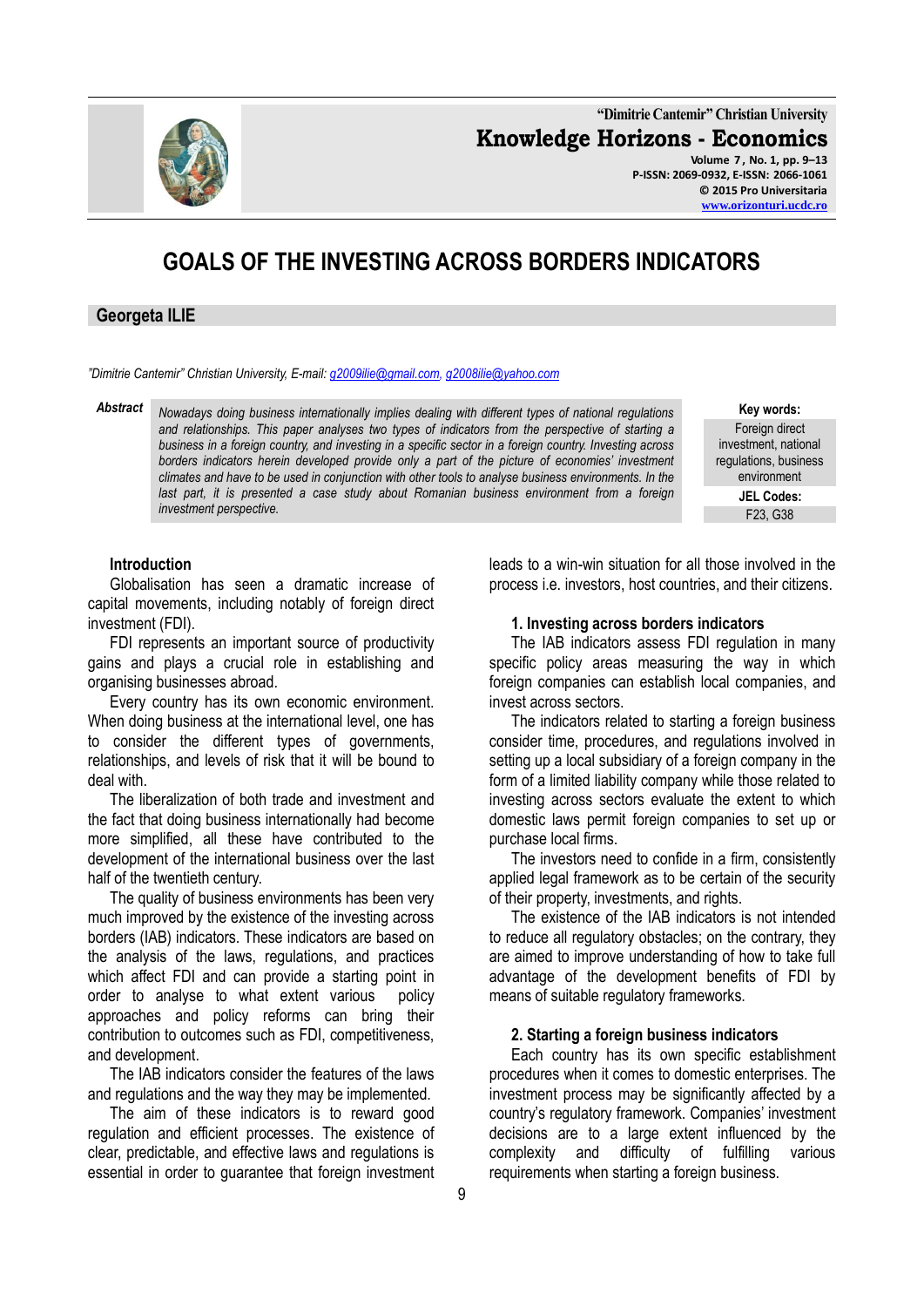# GOALS OF THE INVESTING ACROSS BORDERS INDICATORS

**Georgeta ILIE**

*"Dimitrie Cantemir" Christian University, E-mail: g2009ilie@gmail.com, g2008ilie@yahoo.com*

***Abstract*** *Nowadays doing business internationally implies dealing with different types of national regulations and relationships. This paper analyses two types of indicators from the perspective of starting a business in a foreign country, and investing in a specific sector in a foreign country. Investing across borders indicators herein developed provide only a part of the picture of economies' investment climates and have to be used in conjunction with other tools to analyse business environments. In the last part, it is presented a case study about Romanian business environment from a foreign investment perspective.*

**Key words:** Foreign direct investment, national regulations, business environment

**JEL Codes:** F23, G38

### Introduction

Globalisation has seen a dramatic increase of capital movements, including notably of foreign direct investment (FDI).

FDI represents an important source of productivity gains and plays a crucial role in establishing and organising businesses abroad.

Every country has its own economic environment. When doing business at the international level, one has to consider the different types of governments, relationships, and levels of risk that it will be bound to deal with.

The liberalization of both trade and investment and the fact that doing business internationally had become more simplified, all these have contributed to the development of the international business over the last half of the twentieth century.

The quality of business environments has been very much improved by the existence of the investing across borders (IAB) indicators. These indicators are based on the analysis of the laws, regulations, and practices which affect FDI and can provide a starting point in order to analyse to what extent various policy approaches and policy reforms can bring their contribution to outcomes such as FDI, competitiveness, and development.

The IAB indicators consider the features of the laws and regulations and the way they may be implemented.

The aim of these indicators is to reward good regulation and efficient processes. The existence of clear, predictable, and effective laws and regulations is essential in order to guarantee that foreign investment leads to a win-win situation for all those involved in the process i.e. investors, host countries, and their citizens.

### 1. Investing across borders indicators

The IAB indicators assess FDI regulation in many specific policy areas measuring the way in which foreign companies can establish local companies, and invest across sectors.

The indicators related to starting a foreign business consider time, procedures, and regulations involved in setting up a local subsidiary of a foreign company in the form of a limited liability company while those related to investing across sectors evaluate the extent to which domestic laws permit foreign companies to set up or purchase local firms.

The investors need to confide in a firm, consistently applied legal framework as to be certain of the security of their property, investments, and rights.

The existence of the IAB indicators is not intended to reduce all regulatory obstacles; on the contrary, they are aimed to improve understanding of how to take full advantage of the development benefits of FDI by means of suitable regulatory frameworks.

### 2. Starting a foreign business indicators

Each country has its own specific establishment procedures when it comes to domestic enterprises. The investment process may be significantly affected by a country's regulatory framework. Companies' investment decisions are to a large extent influenced by the complexity and difficulty of fulfilling various requirements when starting a foreign business.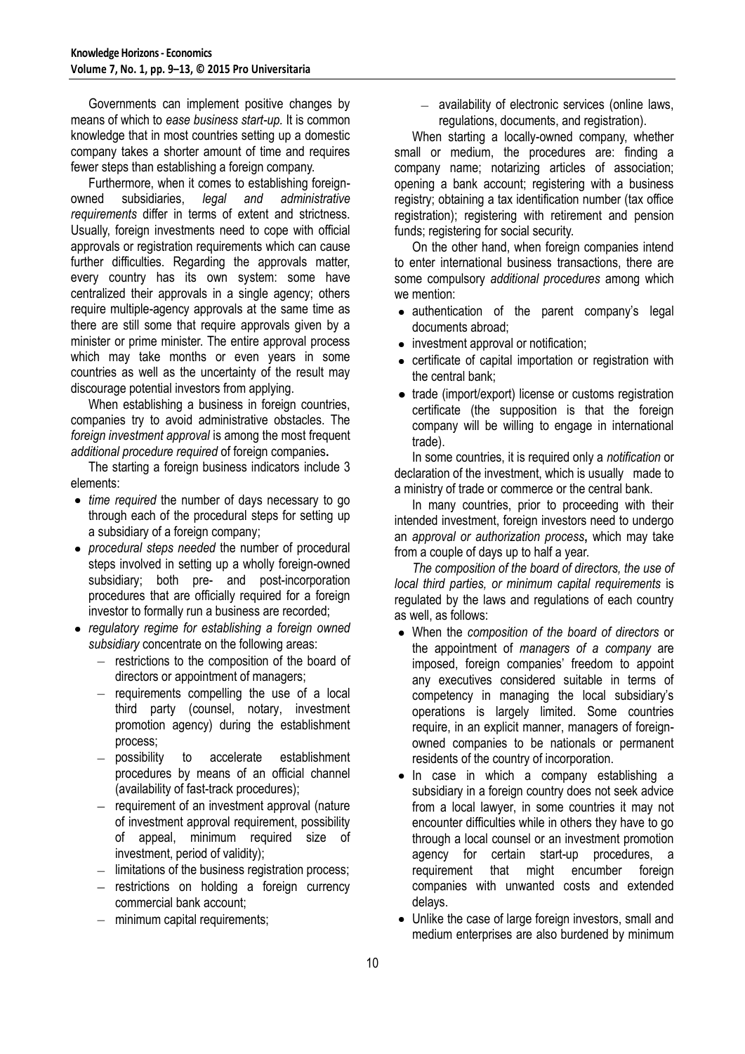Governments can implement positive changes by means of which to *ease business start-up.* It is common knowledge that in most countries setting up a domestic company takes a shorter amount of time and requires fewer steps than establishing a foreign company.

Furthermore, when it comes to establishing foreign-owned subsidiaries, *legal and administrative requirements* differ in terms of extent and strictness. Usually, foreign investments need to cope with official approvals or registration requirements which can cause further difficulties. Regarding the approvals matter, every country has its own system: some have centralized their approvals in a single agency; others require multiple-agency approvals at the same time as there are still some that require approvals given by a minister or prime minister. The entire approval process which may take months or even years in some countries as well as the uncertainty of the result may discourage potential investors from applying.

When establishing a business in foreign countries, companies try to avoid administrative obstacles. The *foreign investment approval* is among the most frequent *additional procedure required* of foreign companies**.**

The starting a foreign business indicators include 3 elements:

- *time required* the number of days necessary to go through each of the procedural steps for setting up a subsidiary of a foreign company;
- *procedural steps needed* the number of procedural steps involved in setting up a wholly foreign-owned subsidiary; both pre- and post-incorporation procedures that are officially required for a foreign investor to formally run a business are recorded;
- *regulatory regime for establishing a foreign owned subsidiary* concentrate on the following areas:
  - restrictions to the composition of the board of directors or appointment of managers;
  - requirements compelling the use of a local third party (counsel, notary, investment promotion agency) during the establishment process;
  - possibility to accelerate establishment procedures by means of an official channel (availability of fast-track procedures);
  - requirement of an investment approval (nature of investment approval requirement, possibility of appeal, minimum required size of investment, period of validity);
  - limitations of the business registration process;
  - restrictions on holding a foreign currency commercial bank account;
  - minimum capital requirements;
  - availability of electronic services (online laws, regulations, documents, and registration).

When starting a locally-owned company, whether small or medium, the procedures are: finding a company name; notarizing articles of association; opening a bank account; registering with a business registry; obtaining a tax identification number (tax office registration); registering with retirement and pension funds; registering for social security.

On the other hand, when foreign companies intend to enter international business transactions, there are some compulsory *additional procedures* among which we mention:

- authentication of the parent company's legal documents abroad;
- investment approval or notification;
- certificate of capital importation or registration with the central bank;
- trade (import/export) license or customs registration certificate (the supposition is that the foreign company will be willing to engage in international trade).

In some countries, it is required only a *notification* or declaration of the investment, which is usually made to a ministry of trade or commerce or the central bank.

In many countries, prior to proceeding with their intended investment, foreign investors need to undergo an *approval or authorization process***,** which may take from a couple of days up to half a year.

*The composition of the board of directors, the use of local third parties, or minimum capital requirements* is regulated by the laws and regulations of each country as well, as follows:

- When the *composition of the board of directors* or the appointment of *managers of a company* are imposed, foreign companies' freedom to appoint any executives considered suitable in terms of competency in managing the local subsidiary's operations is largely limited. Some countries require, in an explicit manner, managers of foreign-owned companies to be nationals or permanent residents of the country of incorporation.
- In case in which a company establishing a subsidiary in a foreign country does not seek advice from a local lawyer, in some countries it may not encounter difficulties while in others they have to go through a local counsel or an investment promotion agency for certain start-up procedures, a requirement that might encumber foreign companies with unwanted costs and extended delays.
- Unlike the case of large foreign investors, small and medium enterprises are also burdened by minimum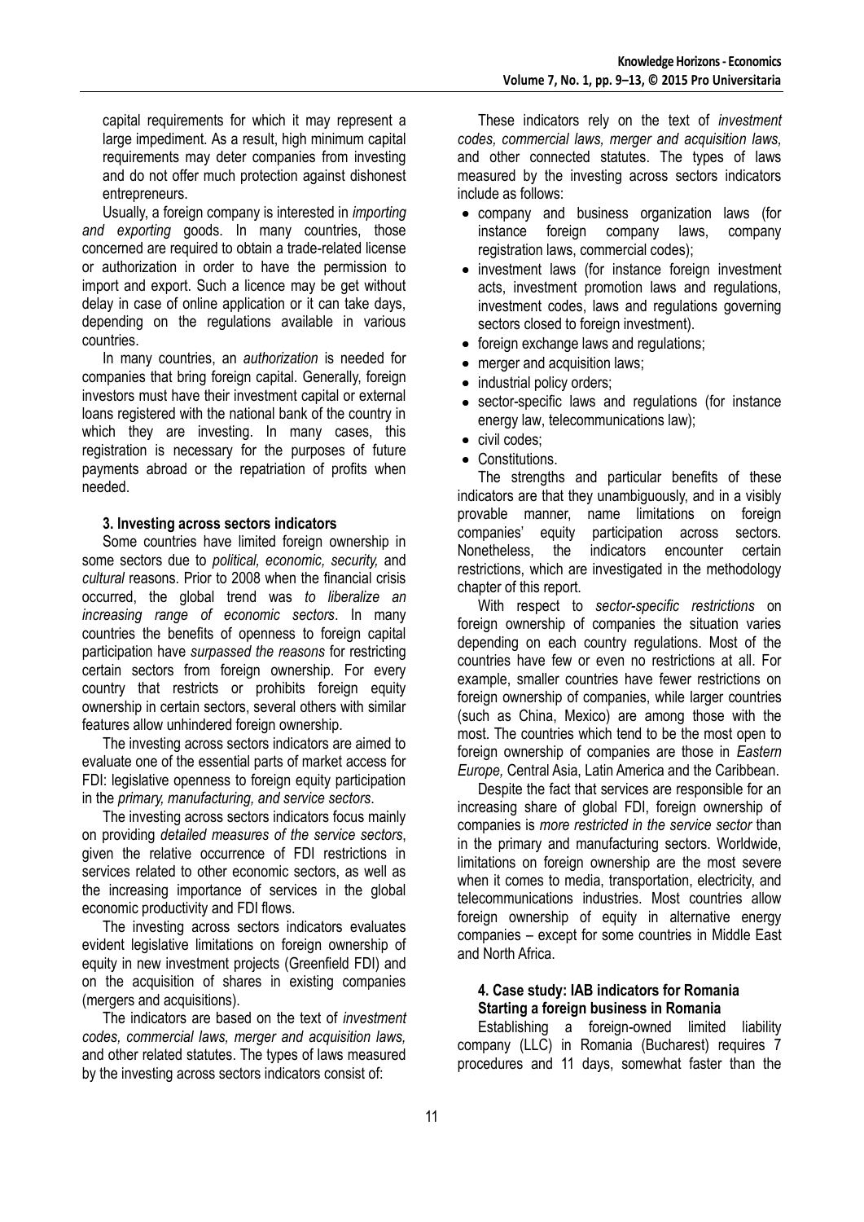capital requirements for which it may represent a large impediment. As a result, high minimum capital requirements may deter companies from investing and do not offer much protection against dishonest entrepreneurs.

Usually, a foreign company is interested in *importing and exporting* goods. In many countries, those concerned are required to obtain a trade-related license or authorization in order to have the permission to import and export. Such a licence may be get without delay in case of online application or it can take days, depending on the regulations available in various countries.

In many countries, an *authorization* is needed for companies that bring foreign capital. Generally, foreign investors must have their investment capital or external loans registered with the national bank of the country in which they are investing. In many cases, this registration is necessary for the purposes of future payments abroad or the repatriation of profits when needed.

### 3. Investing across sectors indicators

Some countries have limited foreign ownership in some sectors due to *political, economic, security,* and *cultural* reasons. Prior to 2008 when the financial crisis occurred, the global trend was *to liberalize an increasing range of economic sectors*. In many countries the benefits of openness to foreign capital participation have *surpassed the reasons* for restricting certain sectors from foreign ownership. For every country that restricts or prohibits foreign equity ownership in certain sectors, several others with similar features allow unhindered foreign ownership.

The investing across sectors indicators are aimed to evaluate one of the essential parts of market access for FDI: legislative openness to foreign equity participation in the *primary, manufacturing, and service sectors*.

The investing across sectors indicators focus mainly on providing *detailed measures of the service sectors*, given the relative occurrence of FDI restrictions in services related to other economic sectors, as well as the increasing importance of services in the global economic productivity and FDI flows.

The investing across sectors indicators evaluates evident legislative limitations on foreign ownership of equity in new investment projects (Greenfield FDI) and on the acquisition of shares in existing companies (mergers and acquisitions).

The indicators are based on the text of *investment codes, commercial laws, merger and acquisition laws,* and other related statutes. The types of laws measured by the investing across sectors indicators consist of:

These indicators rely on the text of *investment codes, commercial laws, merger and acquisition laws,* and other connected statutes. The types of laws measured by the investing across sectors indicators include as follows:

- company and business organization laws (for instance foreign company laws, company registration laws, commercial codes);
- investment laws (for instance foreign investment acts, investment promotion laws and regulations, investment codes, laws and regulations governing sectors closed to foreign investment).
- foreign exchange laws and regulations;
- merger and acquisition laws;
- industrial policy orders;
- sector-specific laws and regulations (for instance energy law, telecommunications law);
- civil codes;
- Constitutions.

The strengths and particular benefits of these indicators are that they unambiguously, and in a visibly provable manner, name limitations on foreign companies' equity participation across sectors. Nonetheless, the indicators encounter certain restrictions, which are investigated in the methodology chapter of this report.

With respect to *sector-specific restrictions* on foreign ownership of companies the situation varies depending on each country regulations. Most of the countries have few or even no restrictions at all. For example, smaller countries have fewer restrictions on foreign ownership of companies, while larger countries (such as China, Mexico) are among those with the most. The countries which tend to be the most open to foreign ownership of companies are those in *Eastern Europe,* Central Asia, Latin America and the Caribbean.

Despite the fact that services are responsible for an increasing share of global FDI, foreign ownership of companies is *more restricted in the service sector* than in the primary and manufacturing sectors. Worldwide, limitations on foreign ownership are the most severe when it comes to media, transportation, electricity, and telecommunications industries. Most countries allow foreign ownership of equity in alternative energy companies – except for some countries in Middle East and North Africa.

### 4. Case study: IAB indicators for Romania

#### Starting a foreign business in Romania

Establishing a foreign-owned limited liability company (LLC) in Romania (Bucharest) requires 7 procedures and 11 days, somewhat faster than the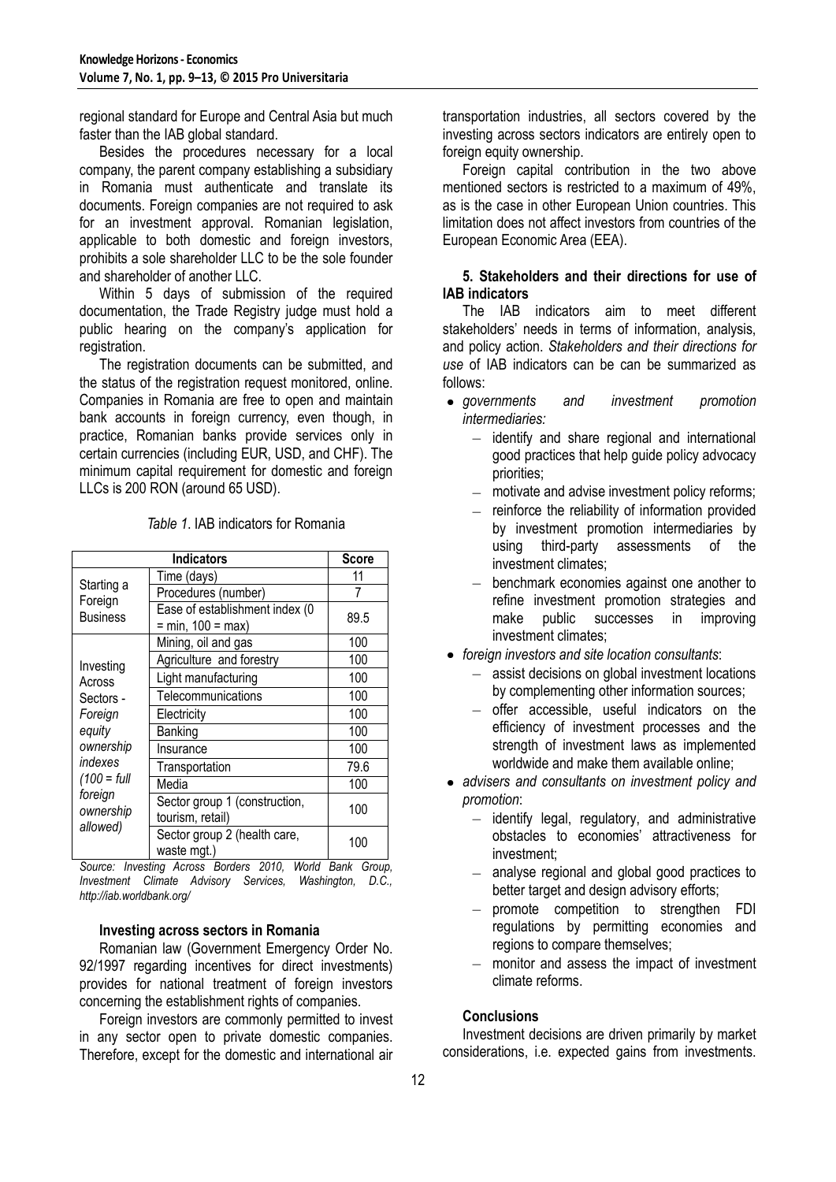regional standard for Europe and Central Asia but much faster than the IAB global standard.

Besides the procedures necessary for a local company, the parent company establishing a subsidiary in Romania must authenticate and translate its documents. Foreign companies are not required to ask for an investment approval. Romanian legislation, applicable to both domestic and foreign investors, prohibits a sole shareholder LLC to be the sole founder and shareholder of another LLC.

Within 5 days of submission of the required documentation, the Trade Registry judge must hold a public hearing on the company's application for registration.

The registration documents can be submitted, and the status of the registration request monitored, online. Companies in Romania are free to open and maintain bank accounts in foreign currency, even though, in practice, Romanian banks provide services only in certain currencies (including EUR, USD, and CHF). The minimum capital requirement for domestic and foreign LLCs is 200 RON (around 65 USD).

*Table 1*. IAB indicators for Romania

| Indicators | | Score |
|---|---|---|
| Starting a Foreign Business | Time (days) | 11 |
| | Procedures (number) | 7 |
| | Ease of establishment index (0 = min, 100 = max) | 89.5 |
| Investing Across Sectors - *Foreign equity ownership indexes (100 = full foreign ownership allowed)* | Mining, oil and gas | 100 |
| | Agriculture and forestry | 100 |
| | Light manufacturing | 100 |
| | Telecommunications | 100 |
| | Electricity | 100 |
| | Banking | 100 |
| | Insurance | 100 |
| | Transportation | 79.6 |
| | Media | 100 |
| | Sector group 1 (construction, tourism, retail) | 100 |
| | Sector group 2 (health care, waste mgt.) | 100 |

*Source: Investing Across Borders 2010, World Bank Group, Investment Climate Advisory Services, Washington, D.C., http://iab.worldbank.org/*

**Investing across sectors in Romania**

Romanian law (Government Emergency Order No. 92/1997 regarding incentives for direct investments) provides for national treatment of foreign investors concerning the establishment rights of companies.

Foreign investors are commonly permitted to invest in any sector open to private domestic companies. Therefore, except for the domestic and international air transportation industries, all sectors covered by the investing across sectors indicators are entirely open to foreign equity ownership.

Foreign capital contribution in the two above mentioned sectors is restricted to a maximum of 49%, as is the case in other European Union countries. This limitation does not affect investors from countries of the European Economic Area (EEA).

**5. Stakeholders and their directions for use of IAB indicators**

The IAB indicators aim to meet different stakeholders' needs in terms of information, analysis, and policy action. *Stakeholders and their directions for use* of IAB indicators can be can be summarized as follows:

- *governments and investment promotion intermediaries:*
  - identify and share regional and international good practices that help guide policy advocacy priorities;
  - motivate and advise investment policy reforms;
  - reinforce the reliability of information provided by investment promotion intermediaries by using third-party assessments of the investment climates;
  - benchmark economies against one another to refine investment promotion strategies and make public successes in improving investment climates;
- *foreign investors and site location consultants*:
  - assist decisions on global investment locations by complementing other information sources;
  - offer accessible, useful indicators on the efficiency of investment processes and the strength of investment laws as implemented worldwide and make them available online;
- *advisers and consultants on investment policy and promotion*:
  - identify legal, regulatory, and administrative obstacles to economies' attractiveness for investment;
  - analyse regional and global good practices to better target and design advisory efforts;
  - promote competition to strengthen FDI regulations by permitting economies and regions to compare themselves;
  - monitor and assess the impact of investment climate reforms.

**Conclusions**

Investment decisions are driven primarily by market considerations, i.e. expected gains from investments.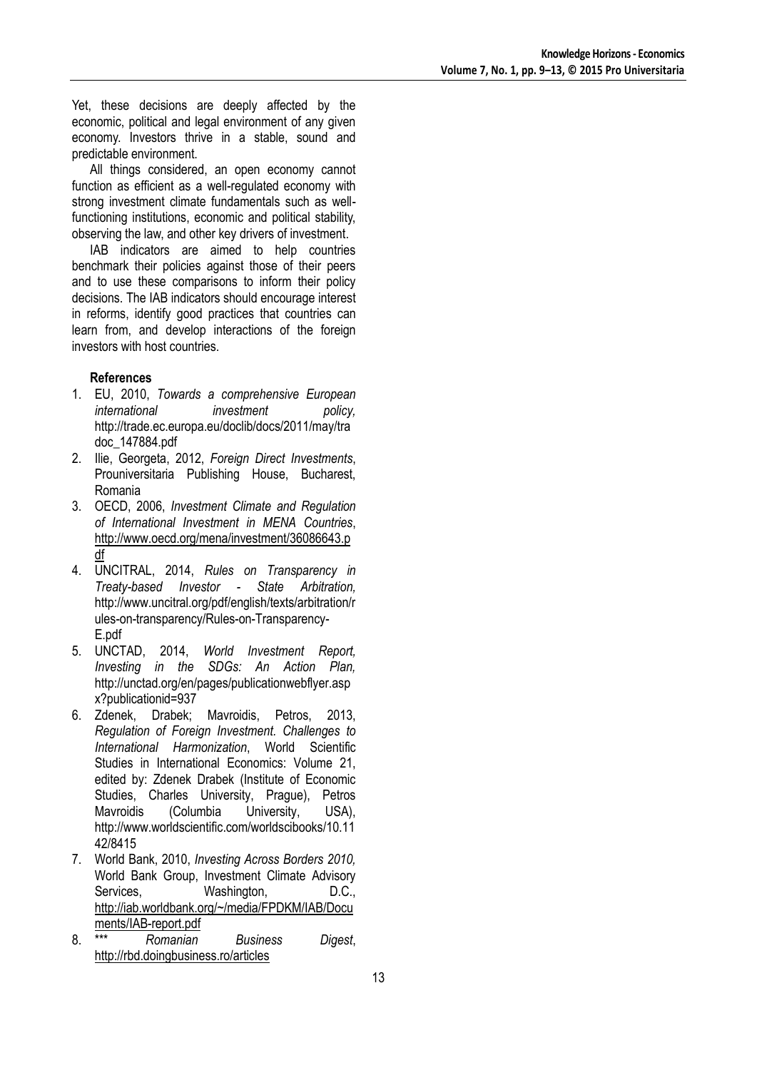Yet, these decisions are deeply affected by the economic, political and legal environment of any given economy. Investors thrive in a stable, sound and predictable environment.

All things considered, an open economy cannot function as efficient as a well-regulated economy with strong investment climate fundamentals such as well-functioning institutions, economic and political stability, observing the law, and other key drivers of investment.

IAB indicators are aimed to help countries benchmark their policies against those of their peers and to use these comparisons to inform their policy decisions. The IAB indicators should encourage interest in reforms, identify good practices that countries can learn from, and develop interactions of the foreign investors with host countries.

**References**

1. EU, 2010, *Towards a comprehensive European international investment policy,* http://trade.ec.europa.eu/doclib/docs/2011/may/tradoc_147884.pdf
2. Ilie, Georgeta, 2012, *Foreign Direct Investments*, Prouniversitaria Publishing House, Bucharest, Romania
3. OECD, 2006, *Investment Climate and Regulation of International Investment in MENA Countries*, http://www.oecd.org/mena/investment/36086643.pdf
4. UNCITRAL, 2014, *Rules on Transparency in Treaty-based Investor - State Arbitration,* http://www.uncitral.org/pdf/english/texts/arbitration/rules-on-transparency/Rules-on-Transparency-E.pdf
5. UNCTAD, 2014, *World Investment Report, Investing in the SDGs: An Action Plan,* http://unctad.org/en/pages/publicationwebflyer.aspx?publicationid=937
6. Zdenek, Drabek; Mavroidis, Petros, 2013, *Regulation of Foreign Investment. Challenges to International Harmonization*, World Scientific Studies in International Economics: Volume 21, edited by: Zdenek Drabek (Institute of Economic Studies, Charles University, Prague), Petros Mavroidis (Columbia University, USA), http://www.worldscientific.com/worldscibooks/10.1142/8415
7. World Bank, 2010, *Investing Across Borders 2010,* World Bank Group, Investment Climate Advisory Services, Washington, D.C., http://iab.worldbank.org/~/media/FPDKM/IAB/Documents/IAB-report.pdf
8. *** *Romanian Business Digest*, http://rbd.doingbusiness.ro/articles